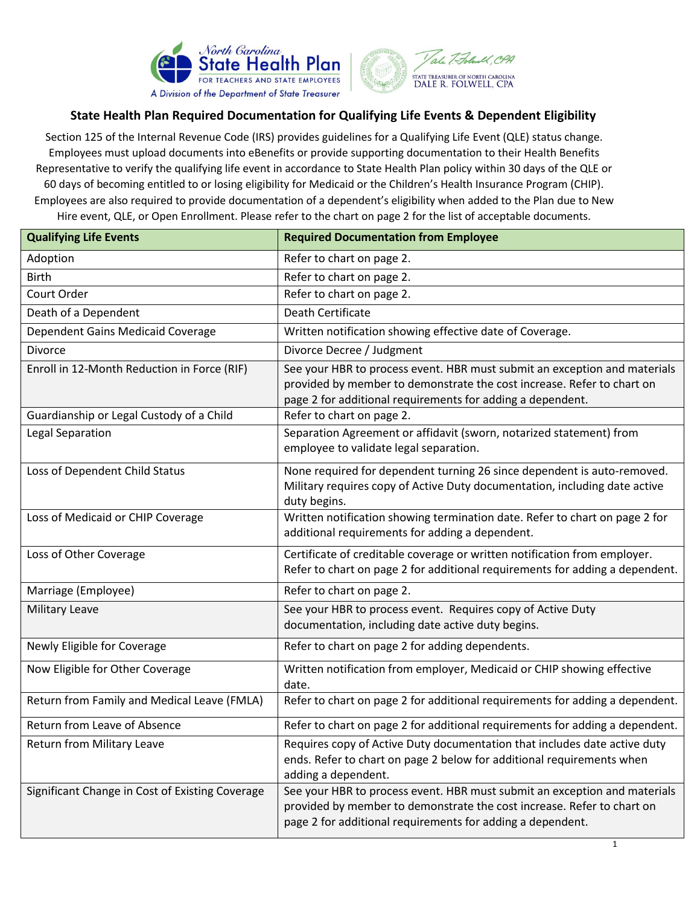North Carolina State Health Plan FOR TEACHERS AND STATE EMPLOYEES

A Division of the Department of State Treasurer

STATE TREASURER OF NORTH CAROLINA DALE R. FOLWELL, CPA

## State Health Plan Required Documentation for Qualifying Life Events & Dependent Eligibility

Section 125 of the Internal Revenue Code (IRS) provides guidelines for a Qualifying Life Event (QLE) status change. Employees must upload documents into eBenefits or provide supporting documentation to their Health Benefits Representative to verify the qualifying life event in accordance to State Health Plan policy within 30 days of the QLE or 60 days of becoming entitled to or losing eligibility for Medicaid or the Children's Health Insurance Program (CHIP). Employees are also required to provide documentation of a dependent's eligibility when added to the Plan due to New Hire event, QLE, or Open Enrollment. Please refer to the chart on page 2 for the list of acceptable documents.

| Qualifying Life Events | Required Documentation from Employee |
|---|---|
| Adoption | Refer to chart on page 2. |
| Birth | Refer to chart on page 2. |
| Court Order | Refer to chart on page 2. |
| Death of a Dependent | Death Certificate |
| Dependent Gains Medicaid Coverage | Written notification showing effective date of Coverage. |
| Divorce | Divorce Decree / Judgment |
| Enroll in 12-Month Reduction in Force (RIF) | See your HBR to process event. HBR must submit an exception and materials provided by member to demonstrate the cost increase. Refer to chart on page 2 for additional requirements for adding a dependent. |
| Guardianship or Legal Custody of a Child | Refer to chart on page 2. |
| Legal Separation | Separation Agreement or affidavit (sworn, notarized statement) from employee to validate legal separation. |
| Loss of Dependent Child Status | None required for dependent turning 26 since dependent is auto-removed. Military requires copy of Active Duty documentation, including date active duty begins. |
| Loss of Medicaid or CHIP Coverage | Written notification showing termination date. Refer to chart on page 2 for additional requirements for adding a dependent. |
| Loss of Other Coverage | Certificate of creditable coverage or written notification from employer. Refer to chart on page 2 for additional requirements for adding a dependent. |
| Marriage (Employee) | Refer to chart on page 2. |
| Military Leave | See your HBR to process event. Requires copy of Active Duty documentation, including date active duty begins. |
| Newly Eligible for Coverage | Refer to chart on page 2 for adding dependents. |
| Now Eligible for Other Coverage | Written notification from employer, Medicaid or CHIP showing effective date. |
| Return from Family and Medical Leave (FMLA) | Refer to chart on page 2 for additional requirements for adding a dependent. |
| Return from Leave of Absence | Refer to chart on page 2 for additional requirements for adding a dependent. |
| Return from Military Leave | Requires copy of Active Duty documentation that includes date active duty ends. Refer to chart on page 2 below for additional requirements when adding a dependent. |
| Significant Change in Cost of Existing Coverage | See your HBR to process event. HBR must submit an exception and materials provided by member to demonstrate the cost increase. Refer to chart on page 2 for additional requirements for adding a dependent. |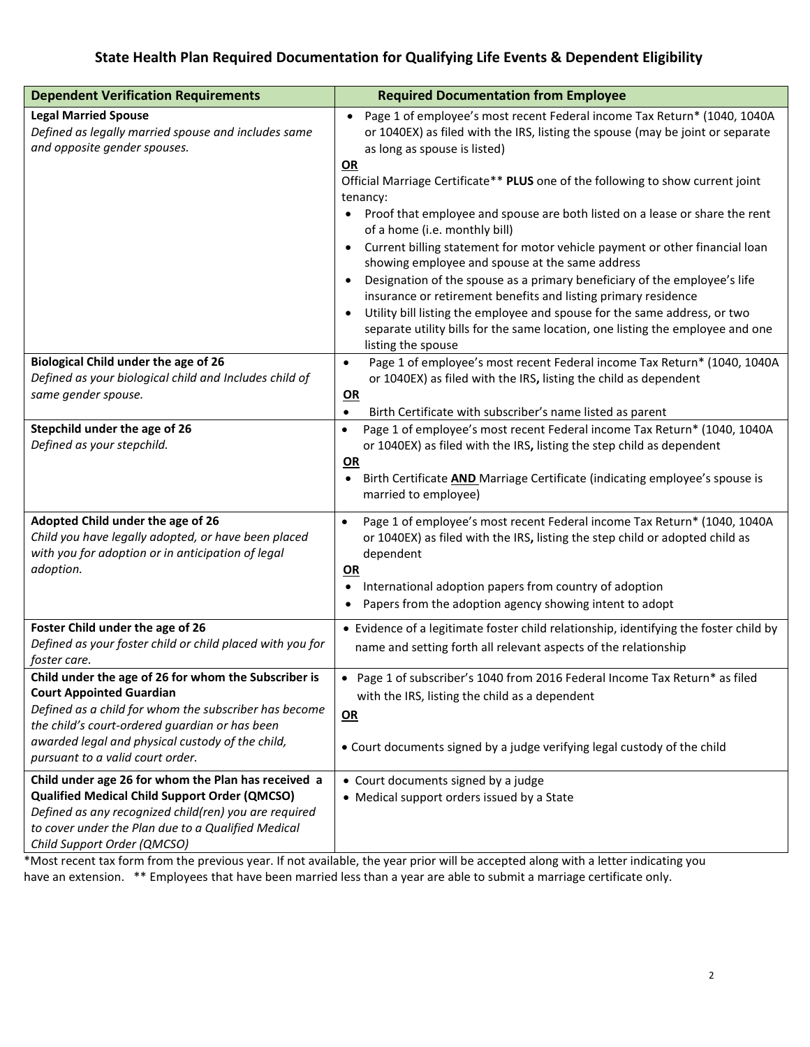## State Health Plan Required Documentation for Qualifying Life Events & Dependent Eligibility

| Dependent Verification Requirements | Required Documentation from Employee |
|---|---|
| **Legal Married Spouse**<br>*Defined as legally married spouse and includes same and opposite gender spouses.* | • Page 1 of employee's most recent Federal income Tax Return* (1040, 1040A or 1040EX) as filed with the IRS, listing the spouse (may be joint or separate as long as spouse is listed)<br>**OR**<br>Official Marriage Certificate** **PLUS** one of the following to show current joint tenancy:<br>• Proof that employee and spouse are both listed on a lease or share the rent of a home (i.e. monthly bill)<br>• Current billing statement for motor vehicle payment or other financial loan showing employee and spouse at the same address<br>• Designation of the spouse as a primary beneficiary of the employee's life insurance or retirement benefits and listing primary residence<br>• Utility bill listing the employee and spouse for the same address, or two separate utility bills for the same location, one listing the employee and one listing the spouse |
| **Biological Child under the age of 26**<br>*Defined as your biological child and Includes child of same gender spouse.* | • Page 1 of employee's most recent Federal income Tax Return* (1040, 1040A or 1040EX) as filed with the IRS, listing the child as dependent<br>**OR**<br>• Birth Certificate with subscriber's name listed as parent |
| **Stepchild under the age of 26**<br>*Defined as your stepchild.* | • Page 1 of employee's most recent Federal income Tax Return* (1040, 1040A or 1040EX) as filed with the IRS, listing the step child as dependent<br>**OR**<br>• Birth Certificate **AND** Marriage Certificate (indicating employee's spouse is married to employee) |
| **Adopted Child under the age of 26**<br>*Child you have legally adopted, or have been placed with you for adoption or in anticipation of legal adoption.* | • Page 1 of employee's most recent Federal income Tax Return* (1040, 1040A or 1040EX) as filed with the IRS, listing the step child or adopted child as dependent<br>**OR**<br>• International adoption papers from country of adoption<br>• Papers from the adoption agency showing intent to adopt |
| **Foster Child under the age of 26**<br>*Defined as your foster child or child placed with you for foster care.* | • Evidence of a legitimate foster child relationship, identifying the foster child by name and setting forth all relevant aspects of the relationship |
| **Child under the age of 26 for whom the Subscriber is Court Appointed Guardian**<br>*Defined as a child for whom the subscriber has become the child's court-ordered guardian or has been awarded legal and physical custody of the child, pursuant to a valid court order.* | • Page 1 of subscriber's 1040 from 2016 Federal Income Tax Return* as filed with the IRS, listing the child as a dependent<br>**OR**<br>• Court documents signed by a judge verifying legal custody of the child |
| **Child under age 26 for whom the Plan has received a Qualified Medical Child Support Order (QMCSO)**<br>*Defined as any recognized child(ren) you are required to cover under the Plan due to a Qualified Medical Child Support Order (QMCSO)* | • Court documents signed by a judge<br>• Medical support orders issued by a State |

*Most recent tax form from the previous year. If not available, the year prior will be accepted along with a letter indicating you have an extension. ** Employees that have been married less than a year are able to submit a marriage certificate only.